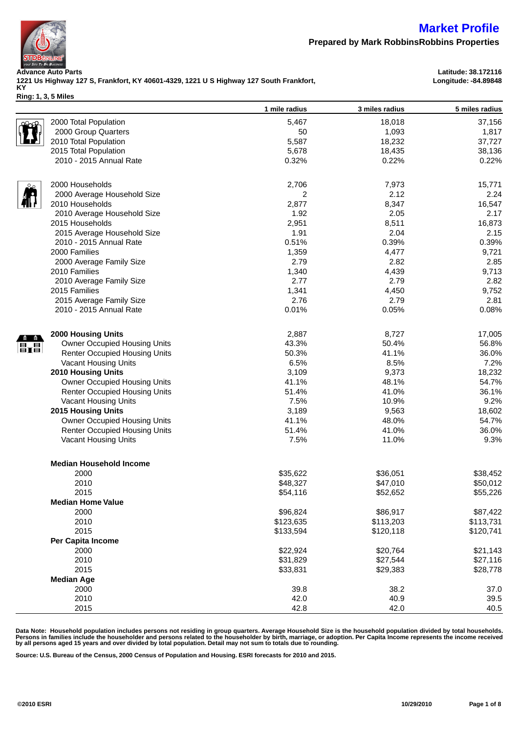# Market Profile

**Prepared by Mark RobbinsRobbins Properties**

**Advance Auto Parts**
**1221 Us Highway 127 S, Frankfort, KY 40601-4329, 1221 U S Highway 127 South Frankfort, KY**
**Ring: 1, 3, 5 Miles**

**Latitude: 38.172116**
**Longitude: -84.89848**

| | 1 mile radius | 3 miles radius | 5 miles radius |
|---|---|---|---|
| 2000 Total Population | 5,467 | 18,018 | 37,156 |
| 2000 Group Quarters | 50 | 1,093 | 1,817 |
| 2010 Total Population | 5,587 | 18,232 | 37,727 |
| 2015 Total Population | 5,678 | 18,435 | 38,136 |
| 2010 - 2015 Annual Rate | 0.32% | 0.22% | 0.22% |
| | | | |
| 2000 Households | 2,706 | 7,973 | 15,771 |
| 2000 Average Household Size | 2 | 2.12 | 2.24 |
| 2010 Households | 2,877 | 8,347 | 16,547 |
| 2010 Average Household Size | 1.92 | 2.05 | 2.17 |
| 2015 Households | 2,951 | 8,511 | 16,873 |
| 2015 Average Household Size | 1.91 | 2.04 | 2.15 |
| 2010 - 2015 Annual Rate | 0.51% | 0.39% | 0.39% |
| 2000 Families | 1,359 | 4,477 | 9,721 |
| 2000 Average Family Size | 2.79 | 2.82 | 2.85 |
| 2010 Families | 1,340 | 4,439 | 9,713 |
| 2010 Average Family Size | 2.77 | 2.79 | 2.82 |
| 2015 Families | 1,341 | 4,450 | 9,752 |
| 2015 Average Family Size | 2.76 | 2.79 | 2.81 |
| 2010 - 2015 Annual Rate | 0.01% | 0.05% | 0.08% |
| | | | |
| **2000 Housing Units** | 2,887 | 8,727 | 17,005 |
| Owner Occupied Housing Units | 43.3% | 50.4% | 56.8% |
| Renter Occupied Housing Units | 50.3% | 41.1% | 36.0% |
| Vacant Housing Units | 6.5% | 8.5% | 7.2% |
| **2010 Housing Units** | 3,109 | 9,373 | 18,232 |
| Owner Occupied Housing Units | 41.1% | 48.1% | 54.7% |
| Renter Occupied Housing Units | 51.4% | 41.0% | 36.1% |
| Vacant Housing Units | 7.5% | 10.9% | 9.2% |
| **2015 Housing Units** | 3,189 | 9,563 | 18,602 |
| Owner Occupied Housing Units | 41.1% | 48.0% | 54.7% |
| Renter Occupied Housing Units | 51.4% | 41.0% | 36.0% |
| Vacant Housing Units | 7.5% | 11.0% | 9.3% |
| | | | |
| **Median Household Income** | | | |
| 2000 | $35,622 | $36,051 | $38,452 |
| 2010 | $48,327 | $47,010 | $50,012 |
| 2015 | $54,116 | $52,652 | $55,226 |
| **Median Home Value** | | | |
| 2000 | $96,824 | $86,917 | $87,422 |
| 2010 | $123,635 | $113,203 | $113,731 |
| 2015 | $133,594 | $120,118 | $120,741 |
| **Per Capita Income** | | | |
| 2000 | $22,924 | $20,764 | $21,143 |
| 2010 | $31,829 | $27,544 | $27,116 |
| 2015 | $33,831 | $29,383 | $28,778 |
| **Median Age** | | | |
| 2000 | 39.8 | 38.2 | 37.0 |
| 2010 | 42.0 | 40.9 | 39.5 |
| 2015 | 42.8 | 42.0 | 40.5 |

**Data Note: Household population includes persons not residing in group quarters. Average Household Size is the household population divided by total households. Persons in families include the householder and persons related to the householder by birth, marriage, or adoption. Per Capita Income represents the income received by all persons aged 15 years and over divided by total population. Detail may not sum to totals due to rounding.**

**Source: U.S. Bureau of the Census, 2000 Census of Population and Housing. ESRI forecasts for 2010 and 2015.**

©2010 ESRI 10/29/2010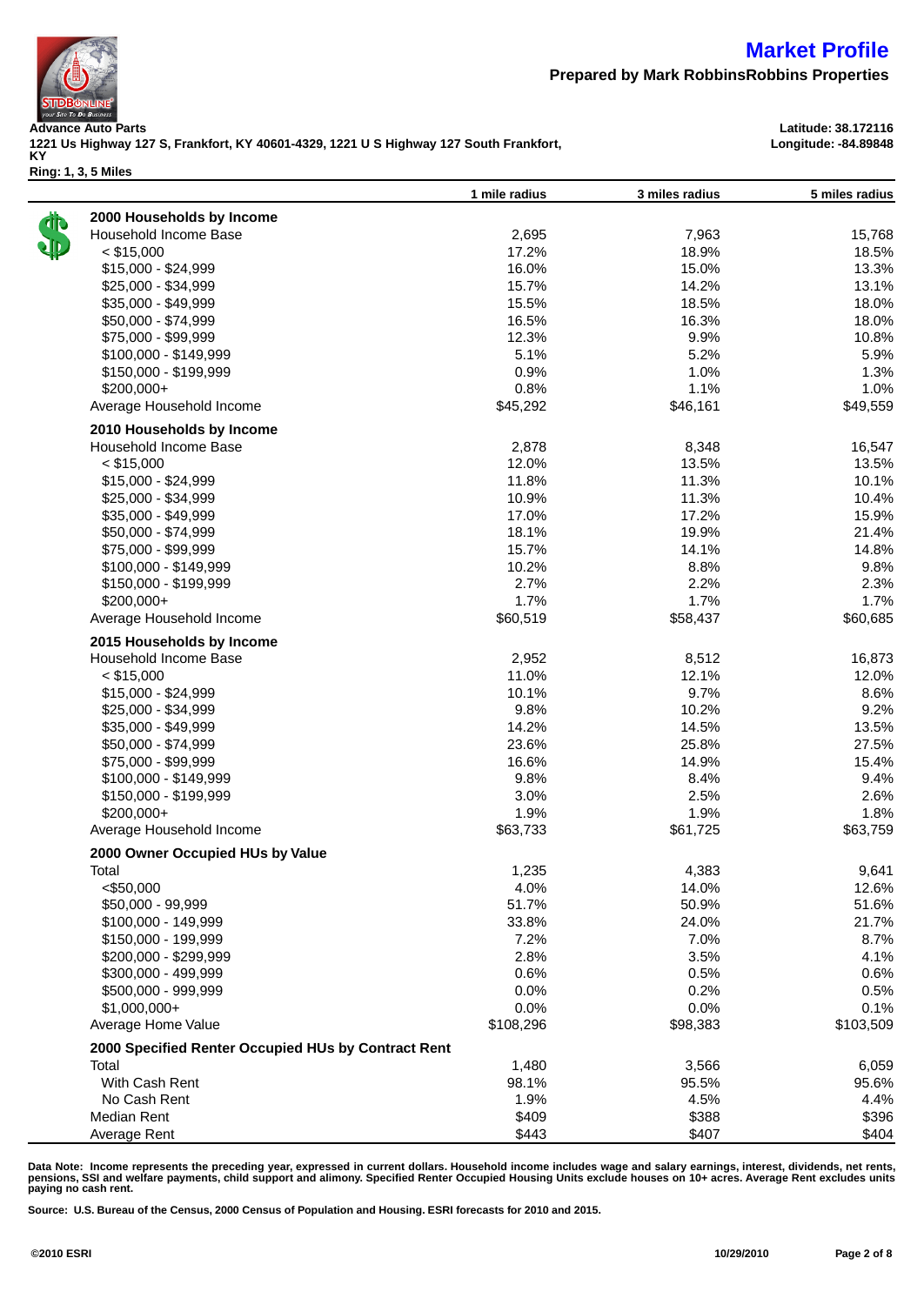# Market Profile

**Prepared by Mark RobbinsRobbins Properties**

**Advance Auto Parts**
**1221 Us Highway 127 S, Frankfort, KY 40601-4329, 1221 U S Highway 127 South Frankfort, KY**
**Ring: 1, 3, 5 Miles**

**Latitude: 38.172116**
**Longitude: -84.89848**

| | 1 mile radius | 3 miles radius | 5 miles radius |
|---|---|---|---|
| **2000 Households by Income** | | | |
| Household Income Base | 2,695 | 7,963 | 15,768 |
| < $15,000 | 17.2% | 18.9% | 18.5% |
| $15,000 - $24,999 | 16.0% | 15.0% | 13.3% |
| $25,000 - $34,999 | 15.7% | 14.2% | 13.1% |
| $35,000 - $49,999 | 15.5% | 18.5% | 18.0% |
| $50,000 - $74,999 | 16.5% | 16.3% | 18.0% |
| $75,000 - $99,999 | 12.3% | 9.9% | 10.8% |
| $100,000 - $149,999 | 5.1% | 5.2% | 5.9% |
| $150,000 - $199,999 | 0.9% | 1.0% | 1.3% |
| $200,000+ | 0.8% | 1.1% | 1.0% |
| Average Household Income | $45,292 | $46,161 | $49,559 |
| **2010 Households by Income** | | | |
| Household Income Base | 2,878 | 8,348 | 16,547 |
| < $15,000 | 12.0% | 13.5% | 13.5% |
| $15,000 - $24,999 | 11.8% | 11.3% | 10.1% |
| $25,000 - $34,999 | 10.9% | 11.3% | 10.4% |
| $35,000 - $49,999 | 17.0% | 17.2% | 15.9% |
| $50,000 - $74,999 | 18.1% | 19.9% | 21.4% |
| $75,000 - $99,999 | 15.7% | 14.1% | 14.8% |
| $100,000 - $149,999 | 10.2% | 8.8% | 9.8% |
| $150,000 - $199,999 | 2.7% | 2.2% | 2.3% |
| $200,000+ | 1.7% | 1.7% | 1.7% |
| Average Household Income | $60,519 | $58,437 | $60,685 |
| **2015 Households by Income** | | | |
| Household Income Base | 2,952 | 8,512 | 16,873 |
| < $15,000 | 11.0% | 12.1% | 12.0% |
| $15,000 - $24,999 | 10.1% | 9.7% | 8.6% |
| $25,000 - $34,999 | 9.8% | 10.2% | 9.2% |
| $35,000 - $49,999 | 14.2% | 14.5% | 13.5% |
| $50,000 - $74,999 | 23.6% | 25.8% | 27.5% |
| $75,000 - $99,999 | 16.6% | 14.9% | 15.4% |
| $100,000 - $149,999 | 9.8% | 8.4% | 9.4% |
| $150,000 - $199,999 | 3.0% | 2.5% | 2.6% |
| $200,000+ | 1.9% | 1.9% | 1.8% |
| Average Household Income | $63,733 | $61,725 | $63,759 |
| **2000 Owner Occupied HUs by Value** | | | |
| Total | 1,235 | 4,383 | 9,641 |
| <$50,000 | 4.0% | 14.0% | 12.6% |
| $50,000 - 99,999 | 51.7% | 50.9% | 51.6% |
| $100,000 - 149,999 | 33.8% | 24.0% | 21.7% |
| $150,000 - 199,999 | 7.2% | 7.0% | 8.7% |
| $200,000 - $299,999 | 2.8% | 3.5% | 4.1% |
| $300,000 - 499,999 | 0.6% | 0.5% | 0.6% |
| $500,000 - 999,999 | 0.0% | 0.2% | 0.5% |
| $1,000,000+ | 0.0% | 0.0% | 0.1% |
| Average Home Value | $108,296 | $98,383 | $103,509 |
| **2000 Specified Renter Occupied HUs by Contract Rent** | | | |
| Total | 1,480 | 3,566 | 6,059 |
| With Cash Rent | 98.1% | 95.5% | 95.6% |
| No Cash Rent | 1.9% | 4.5% | 4.4% |
| Median Rent | $409 | $388 | $396 |
| Average Rent | $443 | $407 | $404 |

**Data Note: Income represents the preceding year, expressed in current dollars. Household income includes wage and salary earnings, interest, dividends, net rents, pensions, SSI and welfare payments, child support and alimony. Specified Renter Occupied Housing Units exclude houses on 10+ acres. Average Rent excludes units paying no cash rent.**

**Source: U.S. Bureau of the Census, 2000 Census of Population and Housing. ESRI forecasts for 2010 and 2015.**

**©2010 ESRI** **10/29/2010**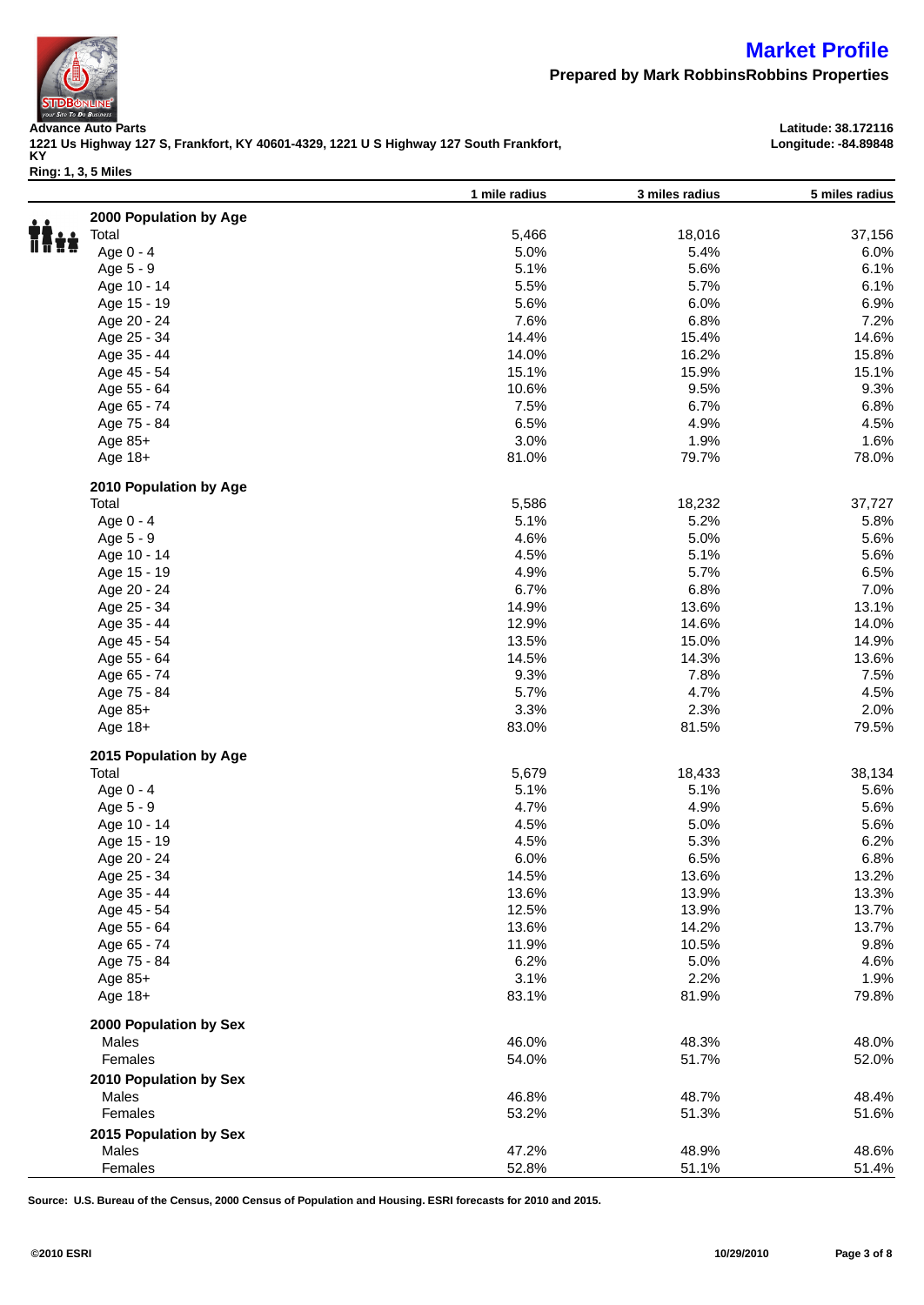# Market Profile

**Prepared by Mark RobbinsRobbins Properties**

**Advance Auto Parts**
**1221 Us Highway 127 S, Frankfort, KY 40601-4329, 1221 U S Highway 127 South Frankfort, KY**
**Ring: 1, 3, 5 Miles**

**Latitude: 38.172116**
**Longitude: -84.89848**

| | 1 mile radius | 3 miles radius | 5 miles radius |
|---|---|---|---|
| **2000 Population by Age** | | | |
| Total | 5,466 | 18,016 | 37,156 |
| Age 0 - 4 | 5.0% | 5.4% | 6.0% |
| Age 5 - 9 | 5.1% | 5.6% | 6.1% |
| Age 10 - 14 | 5.5% | 5.7% | 6.1% |
| Age 15 - 19 | 5.6% | 6.0% | 6.9% |
| Age 20 - 24 | 7.6% | 6.8% | 7.2% |
| Age 25 - 34 | 14.4% | 15.4% | 14.6% |
| Age 35 - 44 | 14.0% | 16.2% | 15.8% |
| Age 45 - 54 | 15.1% | 15.9% | 15.1% |
| Age 55 - 64 | 10.6% | 9.5% | 9.3% |
| Age 65 - 74 | 7.5% | 6.7% | 6.8% |
| Age 75 - 84 | 6.5% | 4.9% | 4.5% |
| Age 85+ | 3.0% | 1.9% | 1.6% |
| Age 18+ | 81.0% | 79.7% | 78.0% |
| **2010 Population by Age** | | | |
| Total | 5,586 | 18,232 | 37,727 |
| Age 0 - 4 | 5.1% | 5.2% | 5.8% |
| Age 5 - 9 | 4.6% | 5.0% | 5.6% |
| Age 10 - 14 | 4.5% | 5.1% | 5.6% |
| Age 15 - 19 | 4.9% | 5.7% | 6.5% |
| Age 20 - 24 | 6.7% | 6.8% | 7.0% |
| Age 25 - 34 | 14.9% | 13.6% | 13.1% |
| Age 35 - 44 | 12.9% | 14.6% | 14.0% |
| Age 45 - 54 | 13.5% | 15.0% | 14.9% |
| Age 55 - 64 | 14.5% | 14.3% | 13.6% |
| Age 65 - 74 | 9.3% | 7.8% | 7.5% |
| Age 75 - 84 | 5.7% | 4.7% | 4.5% |
| Age 85+ | 3.3% | 2.3% | 2.0% |
| Age 18+ | 83.0% | 81.5% | 79.5% |
| **2015 Population by Age** | | | |
| Total | 5,679 | 18,433 | 38,134 |
| Age 0 - 4 | 5.1% | 5.1% | 5.6% |
| Age 5 - 9 | 4.7% | 4.9% | 5.6% |
| Age 10 - 14 | 4.5% | 5.0% | 5.6% |
| Age 15 - 19 | 4.5% | 5.3% | 6.2% |
| Age 20 - 24 | 6.0% | 6.5% | 6.8% |
| Age 25 - 34 | 14.5% | 13.6% | 13.2% |
| Age 35 - 44 | 13.6% | 13.9% | 13.3% |
| Age 45 - 54 | 12.5% | 13.9% | 13.7% |
| Age 55 - 64 | 13.6% | 14.2% | 13.7% |
| Age 65 - 74 | 11.9% | 10.5% | 9.8% |
| Age 75 - 84 | 6.2% | 5.0% | 4.6% |
| Age 85+ | 3.1% | 2.2% | 1.9% |
| Age 18+ | 83.1% | 81.9% | 79.8% |
| **2000 Population by Sex** | | | |
| Males | 46.0% | 48.3% | 48.0% |
| Females | 54.0% | 51.7% | 52.0% |
| **2010 Population by Sex** | | | |
| Males | 46.8% | 48.7% | 48.4% |
| Females | 53.2% | 51.3% | 51.6% |
| **2015 Population by Sex** | | | |
| Males | 47.2% | 48.9% | 48.6% |
| Females | 52.8% | 51.1% | 51.4% |

**Source: U.S. Bureau of the Census, 2000 Census of Population and Housing. ESRI forecasts for 2010 and 2015.**

©2010 ESRI

10/29/2010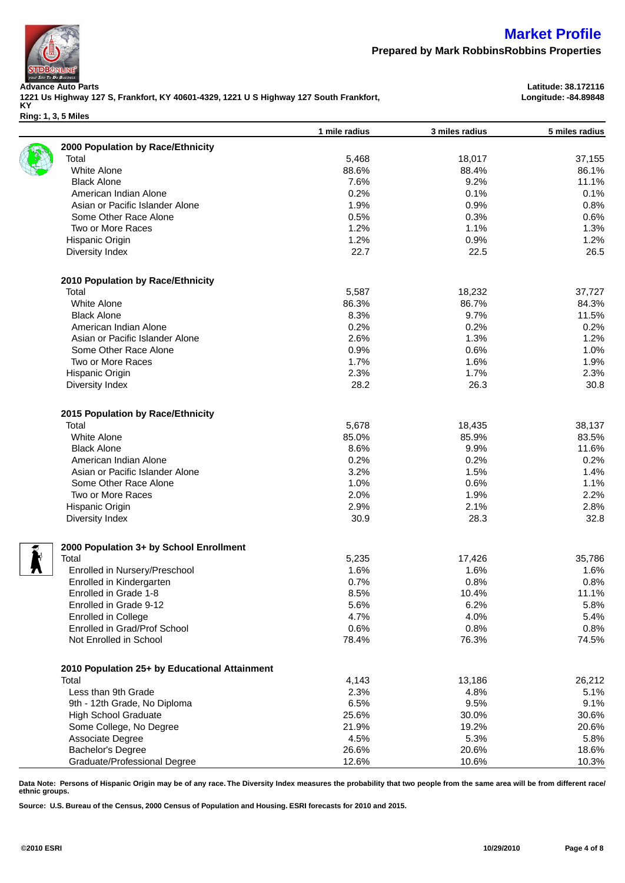# Market Profile

**Prepared by Mark RobbinsRobbins Properties**

**Advance Auto Parts**
**1221 Us Highway 127 S, Frankfort, KY 40601-4329, 1221 U S Highway 127 South Frankfort, KY**
**Ring: 1, 3, 5 Miles**

**Latitude: 38.172116**
**Longitude: -84.89848**

| | 1 mile radius | 3 miles radius | 5 miles radius |
|---|---|---|---|
| **2000 Population by Race/Ethnicity** | | | |
| Total | 5,468 | 18,017 | 37,155 |
| White Alone | 88.6% | 88.4% | 86.1% |
| Black Alone | 7.6% | 9.2% | 11.1% |
| American Indian Alone | 0.2% | 0.1% | 0.1% |
| Asian or Pacific Islander Alone | 1.9% | 0.9% | 0.8% |
| Some Other Race Alone | 0.5% | 0.3% | 0.6% |
| Two or More Races | 1.2% | 1.1% | 1.3% |
| Hispanic Origin | 1.2% | 0.9% | 1.2% |
| Diversity Index | 22.7 | 22.5 | 26.5 |
| **2010 Population by Race/Ethnicity** | | | |
| Total | 5,587 | 18,232 | 37,727 |
| White Alone | 86.3% | 86.7% | 84.3% |
| Black Alone | 8.3% | 9.7% | 11.5% |
| American Indian Alone | 0.2% | 0.2% | 0.2% |
| Asian or Pacific Islander Alone | 2.6% | 1.3% | 1.2% |
| Some Other Race Alone | 0.9% | 0.6% | 1.0% |
| Two or More Races | 1.7% | 1.6% | 1.9% |
| Hispanic Origin | 2.3% | 1.7% | 2.3% |
| Diversity Index | 28.2 | 26.3 | 30.8 |
| **2015 Population by Race/Ethnicity** | | | |
| Total | 5,678 | 18,435 | 38,137 |
| White Alone | 85.0% | 85.9% | 83.5% |
| Black Alone | 8.6% | 9.9% | 11.6% |
| American Indian Alone | 0.2% | 0.2% | 0.2% |
| Asian or Pacific Islander Alone | 3.2% | 1.5% | 1.4% |
| Some Other Race Alone | 1.0% | 0.6% | 1.1% |
| Two or More Races | 2.0% | 1.9% | 2.2% |
| Hispanic Origin | 2.9% | 2.1% | 2.8% |
| Diversity Index | 30.9 | 28.3 | 32.8 |
| **2000 Population 3+ by School Enrollment** | | | |
| Total | 5,235 | 17,426 | 35,786 |
| Enrolled in Nursery/Preschool | 1.6% | 1.6% | 1.6% |
| Enrolled in Kindergarten | 0.7% | 0.8% | 0.8% |
| Enrolled in Grade 1-8 | 8.5% | 10.4% | 11.1% |
| Enrolled in Grade 9-12 | 5.6% | 6.2% | 5.8% |
| Enrolled in College | 4.7% | 4.0% | 5.4% |
| Enrolled in Grad/Prof School | 0.6% | 0.8% | 0.8% |
| Not Enrolled in School | 78.4% | 76.3% | 74.5% |
| **2010 Population 25+ by Educational Attainment** | | | |
| Total | 4,143 | 13,186 | 26,212 |
| Less than 9th Grade | 2.3% | 4.8% | 5.1% |
| 9th - 12th Grade, No Diploma | 6.5% | 9.5% | 9.1% |
| High School Graduate | 25.6% | 30.0% | 30.6% |
| Some College, No Degree | 21.9% | 19.2% | 20.6% |
| Associate Degree | 4.5% | 5.3% | 5.8% |
| Bachelor's Degree | 26.6% | 20.6% | 18.6% |
| Graduate/Professional Degree | 12.6% | 10.6% | 10.3% |

**Data Note: Persons of Hispanic Origin may be of any race. The Diversity Index measures the probability that two people from the same area will be from different race/ ethnic groups.**

**Source: U.S. Bureau of the Census, 2000 Census of Population and Housing. ESRI forecasts for 2010 and 2015.**

**©2010 ESRI** **10/29/2010**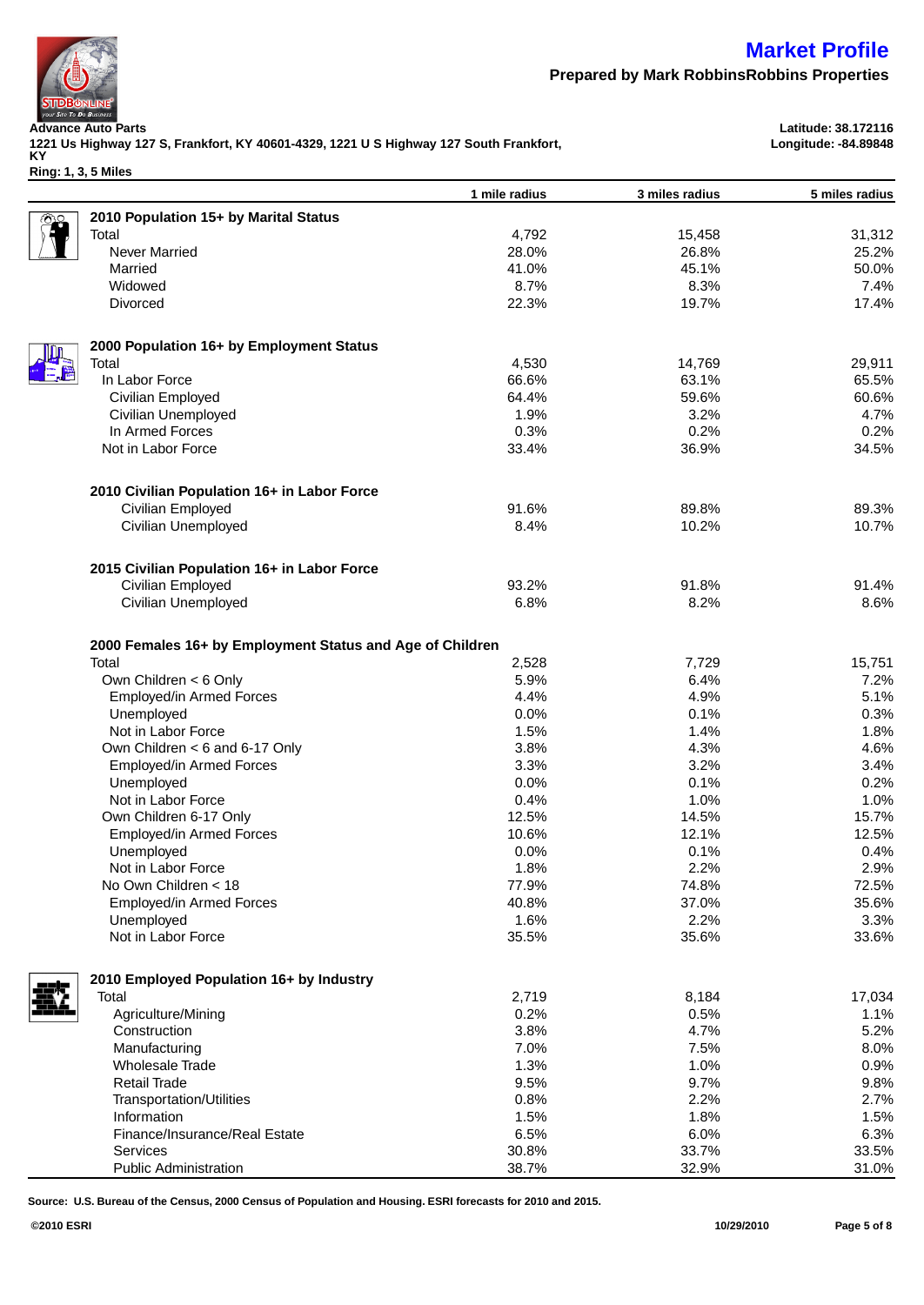# Market Profile

**Prepared by Mark RobbinsRobbins Properties**

**Advance Auto Parts**
**1221 Us Highway 127 S, Frankfort, KY 40601-4329, 1221 U S Highway 127 South Frankfort, KY**
**Ring: 1, 3, 5 Miles**

**Latitude: 38.172116**
**Longitude: -84.89848**

| | 1 mile radius | 3 miles radius | 5 miles radius |
|---|---|---|---|
| **2010 Population 15+ by Marital Status** | | | |
| Total | 4,792 | 15,458 | 31,312 |
| Never Married | 28.0% | 26.8% | 25.2% |
| Married | 41.0% | 45.1% | 50.0% |
| Widowed | 8.7% | 8.3% | 7.4% |
| Divorced | 22.3% | 19.7% | 17.4% |
| **2000 Population 16+ by Employment Status** | | | |
| Total | 4,530 | 14,769 | 29,911 |
| In Labor Force | 66.6% | 63.1% | 65.5% |
| Civilian Employed | 64.4% | 59.6% | 60.6% |
| Civilian Unemployed | 1.9% | 3.2% | 4.7% |
| In Armed Forces | 0.3% | 0.2% | 0.2% |
| Not in Labor Force | 33.4% | 36.9% | 34.5% |
| **2010 Civilian Population 16+ in Labor Force** | | | |
| Civilian Employed | 91.6% | 89.8% | 89.3% |
| Civilian Unemployed | 8.4% | 10.2% | 10.7% |
| **2015 Civilian Population 16+ in Labor Force** | | | |
| Civilian Employed | 93.2% | 91.8% | 91.4% |
| Civilian Unemployed | 6.8% | 8.2% | 8.6% |
| **2000 Females 16+ by Employment Status and Age of Children** | | | |
| Total | 2,528 | 7,729 | 15,751 |
| Own Children < 6 Only | 5.9% | 6.4% | 7.2% |
| Employed/in Armed Forces | 4.4% | 4.9% | 5.1% |
| Unemployed | 0.0% | 0.1% | 0.3% |
| Not in Labor Force | 1.5% | 1.4% | 1.8% |
| Own Children < 6 and 6-17 Only | 3.8% | 4.3% | 4.6% |
| Employed/in Armed Forces | 3.3% | 3.2% | 3.4% |
| Unemployed | 0.0% | 0.1% | 0.2% |
| Not in Labor Force | 0.4% | 1.0% | 1.0% |
| Own Children 6-17 Only | 12.5% | 14.5% | 15.7% |
| Employed/in Armed Forces | 10.6% | 12.1% | 12.5% |
| Unemployed | 0.0% | 0.1% | 0.4% |
| Not in Labor Force | 1.8% | 2.2% | 2.9% |
| No Own Children < 18 | 77.9% | 74.8% | 72.5% |
| Employed/in Armed Forces | 40.8% | 37.0% | 35.6% |
| Unemployed | 1.6% | 2.2% | 3.3% |
| Not in Labor Force | 35.5% | 35.6% | 33.6% |
| **2010 Employed Population 16+ by Industry** | | | |
| Total | 2,719 | 8,184 | 17,034 |
| Agriculture/Mining | 0.2% | 0.5% | 1.1% |
| Construction | 3.8% | 4.7% | 5.2% |
| Manufacturing | 7.0% | 7.5% | 8.0% |
| Wholesale Trade | 1.3% | 1.0% | 0.9% |
| Retail Trade | 9.5% | 9.7% | 9.8% |
| Transportation/Utilities | 0.8% | 2.2% | 2.7% |
| Information | 1.5% | 1.8% | 1.5% |
| Finance/Insurance/Real Estate | 6.5% | 6.0% | 6.3% |
| Services | 30.8% | 33.7% | 33.5% |
| Public Administration | 38.7% | 32.9% | 31.0% |

**Source: U.S. Bureau of the Census, 2000 Census of Population and Housing. ESRI forecasts for 2010 and 2015.**

**©2010 ESRI** **10/29/2010**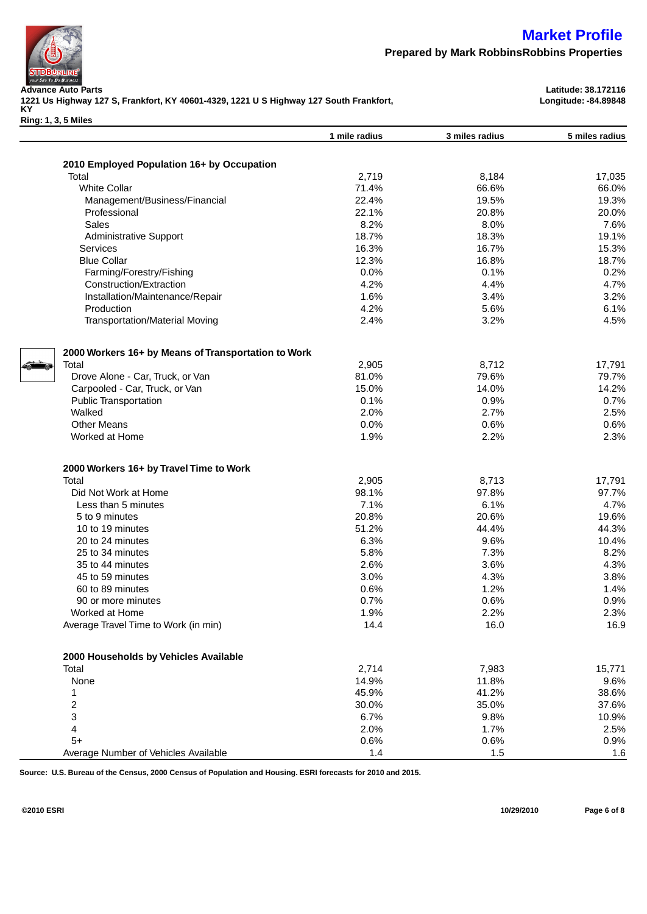# Market Profile

**Prepared by Mark RobbinsRobbins Properties**

**Advance Auto Parts**
**1221 Us Highway 127 S, Frankfort, KY 40601-4329, 1221 U S Highway 127 South Frankfort, KY**
**Ring: 1, 3, 5 Miles**

**Latitude: 38.172116**
**Longitude: -84.89848**

| | 1 mile radius | 3 miles radius | 5 miles radius |
|---|---|---|---|
| **2010 Employed Population 16+ by Occupation** | | | |
| Total | 2,719 | 8,184 | 17,035 |
| White Collar | 71.4% | 66.6% | 66.0% |
| Management/Business/Financial | 22.4% | 19.5% | 19.3% |
| Professional | 22.1% | 20.8% | 20.0% |
| Sales | 8.2% | 8.0% | 7.6% |
| Administrative Support | 18.7% | 18.3% | 19.1% |
| Services | 16.3% | 16.7% | 15.3% |
| Blue Collar | 12.3% | 16.8% | 18.7% |
| Farming/Forestry/Fishing | 0.0% | 0.1% | 0.2% |
| Construction/Extraction | 4.2% | 4.4% | 4.7% |
| Installation/Maintenance/Repair | 1.6% | 3.4% | 3.2% |
| Production | 4.2% | 5.6% | 6.1% |
| Transportation/Material Moving | 2.4% | 3.2% | 4.5% |
| **2000 Workers 16+ by Means of Transportation to Work** | | | |
| Total | 2,905 | 8,712 | 17,791 |
| Drove Alone - Car, Truck, or Van | 81.0% | 79.6% | 79.7% |
| Carpooled - Car, Truck, or Van | 15.0% | 14.0% | 14.2% |
| Public Transportation | 0.1% | 0.9% | 0.7% |
| Walked | 2.0% | 2.7% | 2.5% |
| Other Means | 0.0% | 0.6% | 0.6% |
| Worked at Home | 1.9% | 2.2% | 2.3% |
| **2000 Workers 16+ by Travel Time to Work** | | | |
| Total | 2,905 | 8,713 | 17,791 |
| Did Not Work at Home | 98.1% | 97.8% | 97.7% |
| Less than 5 minutes | 7.1% | 6.1% | 4.7% |
| 5 to 9 minutes | 20.8% | 20.6% | 19.6% |
| 10 to 19 minutes | 51.2% | 44.4% | 44.3% |
| 20 to 24 minutes | 6.3% | 9.6% | 10.4% |
| 25 to 34 minutes | 5.8% | 7.3% | 8.2% |
| 35 to 44 minutes | 2.6% | 3.6% | 4.3% |
| 45 to 59 minutes | 3.0% | 4.3% | 3.8% |
| 60 to 89 minutes | 0.6% | 1.2% | 1.4% |
| 90 or more minutes | 0.7% | 0.6% | 0.9% |
| Worked at Home | 1.9% | 2.2% | 2.3% |
| Average Travel Time to Work (in min) | 14.4 | 16.0 | 16.9 |
| **2000 Households by Vehicles Available** | | | |
| Total | 2,714 | 7,983 | 15,771 |
| None | 14.9% | 11.8% | 9.6% |
| 1 | 45.9% | 41.2% | 38.6% |
| 2 | 30.0% | 35.0% | 37.6% |
| 3 | 6.7% | 9.8% | 10.9% |
| 4 | 2.0% | 1.7% | 2.5% |
| 5+ | 0.6% | 0.6% | 0.9% |
| Average Number of Vehicles Available | 1.4 | 1.5 | 1.6 |

**Source: U.S. Bureau of the Census, 2000 Census of Population and Housing. ESRI forecasts for 2010 and 2015.**

©2010 ESRI 10/29/2010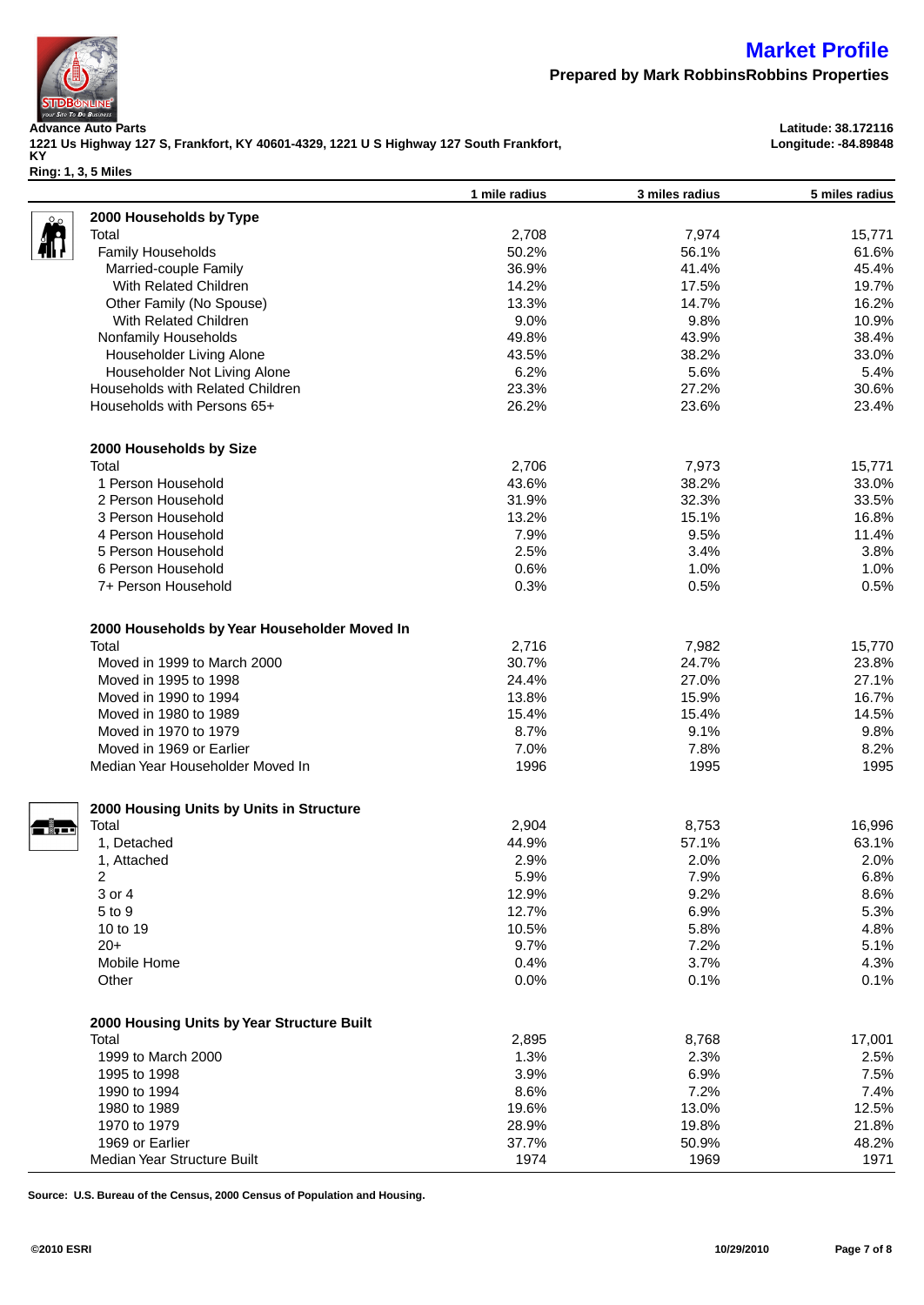# Market Profile

**Prepared by Mark RobbinsRobbins Properties**

**Advance Auto Parts**
**1221 Us Highway 127 S, Frankfort, KY 40601-4329, 1221 U S Highway 127 South Frankfort, KY**
**Ring: 1, 3, 5 Miles**

**Latitude: 38.172116**
**Longitude: -84.89848**

| | 1 mile radius | 3 miles radius | 5 miles radius |
|---|---|---|---|
| **2000 Households by Type** | | | |
| Total | 2,708 | 7,974 | 15,771 |
| Family Households | 50.2% | 56.1% | 61.6% |
| Married-couple Family | 36.9% | 41.4% | 45.4% |
| With Related Children | 14.2% | 17.5% | 19.7% |
| Other Family (No Spouse) | 13.3% | 14.7% | 16.2% |
| With Related Children | 9.0% | 9.8% | 10.9% |
| Nonfamily Households | 49.8% | 43.9% | 38.4% |
| Householder Living Alone | 43.5% | 38.2% | 33.0% |
| Householder Not Living Alone | 6.2% | 5.6% | 5.4% |
| Households with Related Children | 23.3% | 27.2% | 30.6% |
| Households with Persons 65+ | 26.2% | 23.6% | 23.4% |
| | | | |
| **2000 Households by Size** | | | |
| Total | 2,706 | 7,973 | 15,771 |
| 1 Person Household | 43.6% | 38.2% | 33.0% |
| 2 Person Household | 31.9% | 32.3% | 33.5% |
| 3 Person Household | 13.2% | 15.1% | 16.8% |
| 4 Person Household | 7.9% | 9.5% | 11.4% |
| 5 Person Household | 2.5% | 3.4% | 3.8% |
| 6 Person Household | 0.6% | 1.0% | 1.0% |
| 7+ Person Household | 0.3% | 0.5% | 0.5% |
| | | | |
| **2000 Households by Year Householder Moved In** | | | |
| Total | 2,716 | 7,982 | 15,770 |
| Moved in 1999 to March 2000 | 30.7% | 24.7% | 23.8% |
| Moved in 1995 to 1998 | 24.4% | 27.0% | 27.1% |
| Moved in 1990 to 1994 | 13.8% | 15.9% | 16.7% |
| Moved in 1980 to 1989 | 15.4% | 15.4% | 14.5% |
| Moved in 1970 to 1979 | 8.7% | 9.1% | 9.8% |
| Moved in 1969 or Earlier | 7.0% | 7.8% | 8.2% |
| Median Year Householder Moved In | 1996 | 1995 | 1995 |
| | | | |
| **2000 Housing Units by Units in Structure** | | | |
| Total | 2,904 | 8,753 | 16,996 |
| 1, Detached | 44.9% | 57.1% | 63.1% |
| 1, Attached | 2.9% | 2.0% | 2.0% |
| 2 | 5.9% | 7.9% | 6.8% |
| 3 or 4 | 12.9% | 9.2% | 8.6% |
| 5 to 9 | 12.7% | 6.9% | 5.3% |
| 10 to 19 | 10.5% | 5.8% | 4.8% |
| 20+ | 9.7% | 7.2% | 5.1% |
| Mobile Home | 0.4% | 3.7% | 4.3% |
| Other | 0.0% | 0.1% | 0.1% |
| | | | |
| **2000 Housing Units by Year Structure Built** | | | |
| Total | 2,895 | 8,768 | 17,001 |
| 1999 to March 2000 | 1.3% | 2.3% | 2.5% |
| 1995 to 1998 | 3.9% | 6.9% | 7.5% |
| 1990 to 1994 | 8.6% | 7.2% | 7.4% |
| 1980 to 1989 | 19.6% | 13.0% | 12.5% |
| 1970 to 1979 | 28.9% | 19.8% | 21.8% |
| 1969 or Earlier | 37.7% | 50.9% | 48.2% |
| Median Year Structure Built | 1974 | 1969 | 1971 |

**Source: U.S. Bureau of the Census, 2000 Census of Population and Housing.**

**©2010 ESRI** **10/29/2010**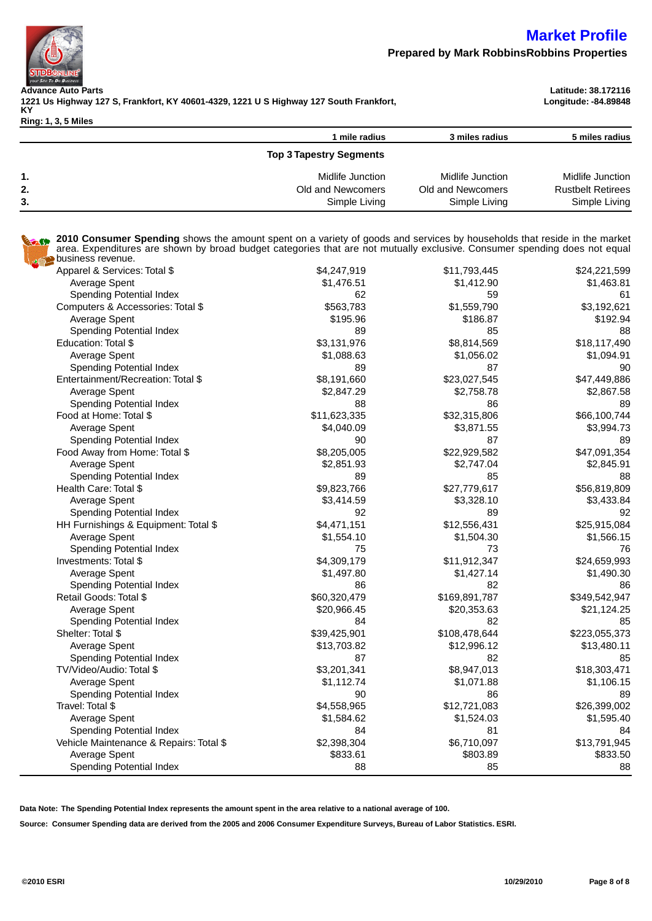# Market Profile

**Prepared by Mark RobbinsRobbins Properties**

**Advance Auto Parts**
**1221 Us Highway 127 S, Frankfort, KY 40601-4329, 1221 U S Highway 127 South Frankfort, KY**
**Ring: 1, 3, 5 Miles**

**Latitude: 38.172116**
**Longitude: -84.89848**

| | 1 mile radius | 3 miles radius | 5 miles radius |
|---|---|---|---|
| **Top 3 Tapestry Segments** | | | |
| 1. | Midlife Junction | Midlife Junction | Midlife Junction |
| 2. | Old and Newcomers | Old and Newcomers | Rustbelt Retirees |
| 3. | Simple Living | Simple Living | Simple Living |

**2010 Consumer Spending** shows the amount spent on a variety of goods and services by households that reside in the market area. Expenditures are shown by broad budget categories that are not mutually exclusive. Consumer spending does not equal business revenue.

| | 1 mile radius | 3 miles radius | 5 miles radius |
|---|---|---|---|
| Apparel & Services: Total $ | $4,247,919 | $11,793,445 | $24,221,599 |
| Average Spent | $1,476.51 | $1,412.90 | $1,463.81 |
| Spending Potential Index | 62 | 59 | 61 |
| Computers & Accessories: Total $ | $563,783 | $1,559,790 | $3,192,621 |
| Average Spent | $195.96 | $186.87 | $192.94 |
| Spending Potential Index | 89 | 85 | 88 |
| Education: Total $ | $3,131,976 | $8,814,569 | $18,117,490 |
| Average Spent | $1,088.63 | $1,056.02 | $1,094.91 |
| Spending Potential Index | 89 | 87 | 90 |
| Entertainment/Recreation: Total $ | $8,191,660 | $23,027,545 | $47,449,886 |
| Average Spent | $2,847.29 | $2,758.78 | $2,867.58 |
| Spending Potential Index | 88 | 86 | 89 |
| Food at Home: Total $ | $11,623,335 | $32,315,806 | $66,100,744 |
| Average Spent | $4,040.09 | $3,871.55 | $3,994.73 |
| Spending Potential Index | 90 | 87 | 89 |
| Food Away from Home: Total $ | $8,205,005 | $22,929,582 | $47,091,354 |
| Average Spent | $2,851.93 | $2,747.04 | $2,845.91 |
| Spending Potential Index | 89 | 85 | 88 |
| Health Care: Total $ | $9,823,766 | $27,779,617 | $56,819,809 |
| Average Spent | $3,414.59 | $3,328.10 | $3,433.84 |
| Spending Potential Index | 92 | 89 | 92 |
| HH Furnishings & Equipment: Total $ | $4,471,151 | $12,556,431 | $25,915,084 |
| Average Spent | $1,554.10 | $1,504.30 | $1,566.15 |
| Spending Potential Index | 75 | 73 | 76 |
| Investments: Total $ | $4,309,179 | $11,912,347 | $24,659,993 |
| Average Spent | $1,497.80 | $1,427.14 | $1,490.30 |
| Spending Potential Index | 86 | 82 | 86 |
| Retail Goods: Total $ | $60,320,479 | $169,891,787 | $349,542,947 |
| Average Spent | $20,966.45 | $20,353.63 | $21,124.25 |
| Spending Potential Index | 84 | 82 | 85 |
| Shelter: Total $ | $39,425,901 | $108,478,644 | $223,055,373 |
| Average Spent | $13,703.82 | $12,996.12 | $13,480.11 |
| Spending Potential Index | 87 | 82 | 85 |
| TV/Video/Audio: Total $ | $3,201,341 | $8,947,013 | $18,303,471 |
| Average Spent | $1,112.74 | $1,071.88 | $1,106.15 |
| Spending Potential Index | 90 | 86 | 89 |
| Travel: Total $ | $4,558,965 | $12,721,083 | $26,399,002 |
| Average Spent | $1,584.62 | $1,524.03 | $1,595.40 |
| Spending Potential Index | 84 | 81 | 84 |
| Vehicle Maintenance & Repairs: Total $ | $2,398,304 | $6,710,097 | $13,791,945 |
| Average Spent | $833.61 | $803.89 | $833.50 |
| Spending Potential Index | 88 | 85 | 88 |

**Data Note: The Spending Potential Index represents the amount spent in the area relative to a national average of 100.**

**Source: Consumer Spending data are derived from the 2005 and 2006 Consumer Expenditure Surveys, Bureau of Labor Statistics. ESRI.**

**©2010 ESRI** **10/29/2010**